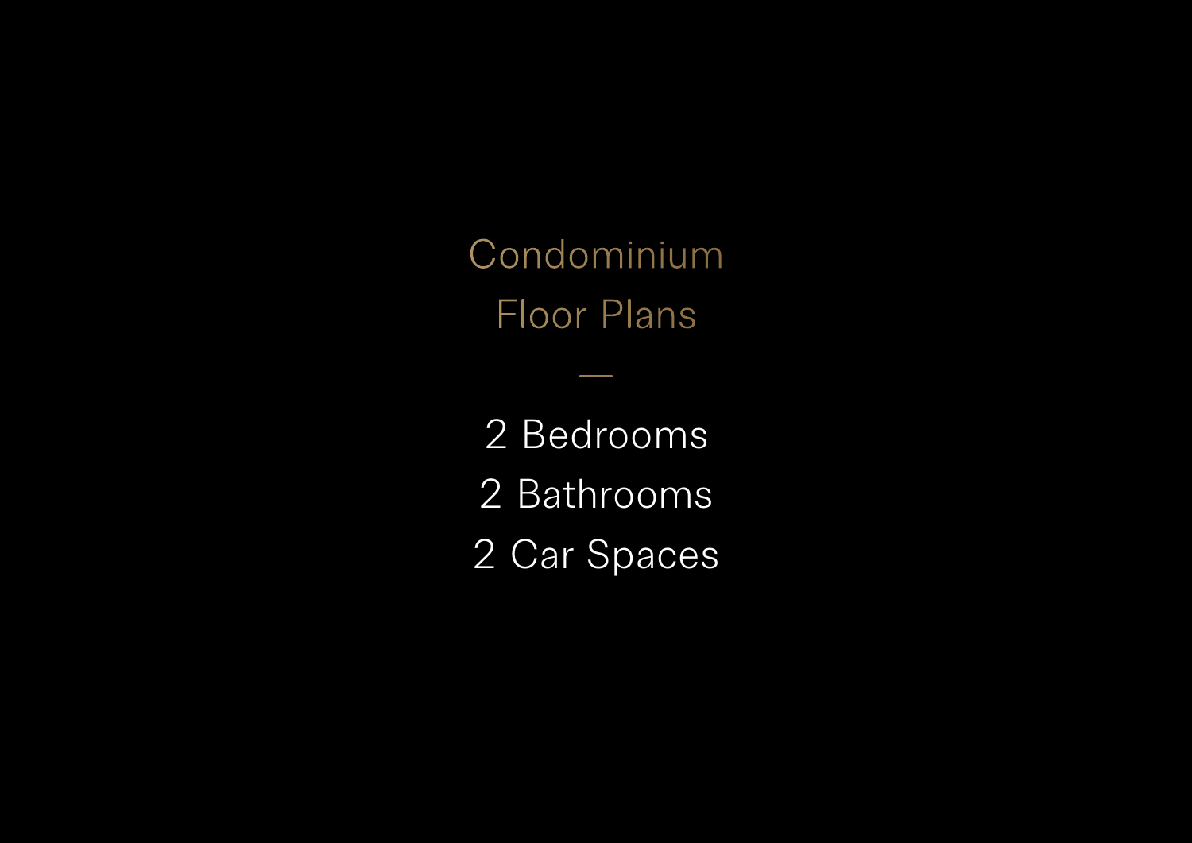# Condominium Floor Plans

—

2 Bedrooms
2 Bathrooms
2 Car Spaces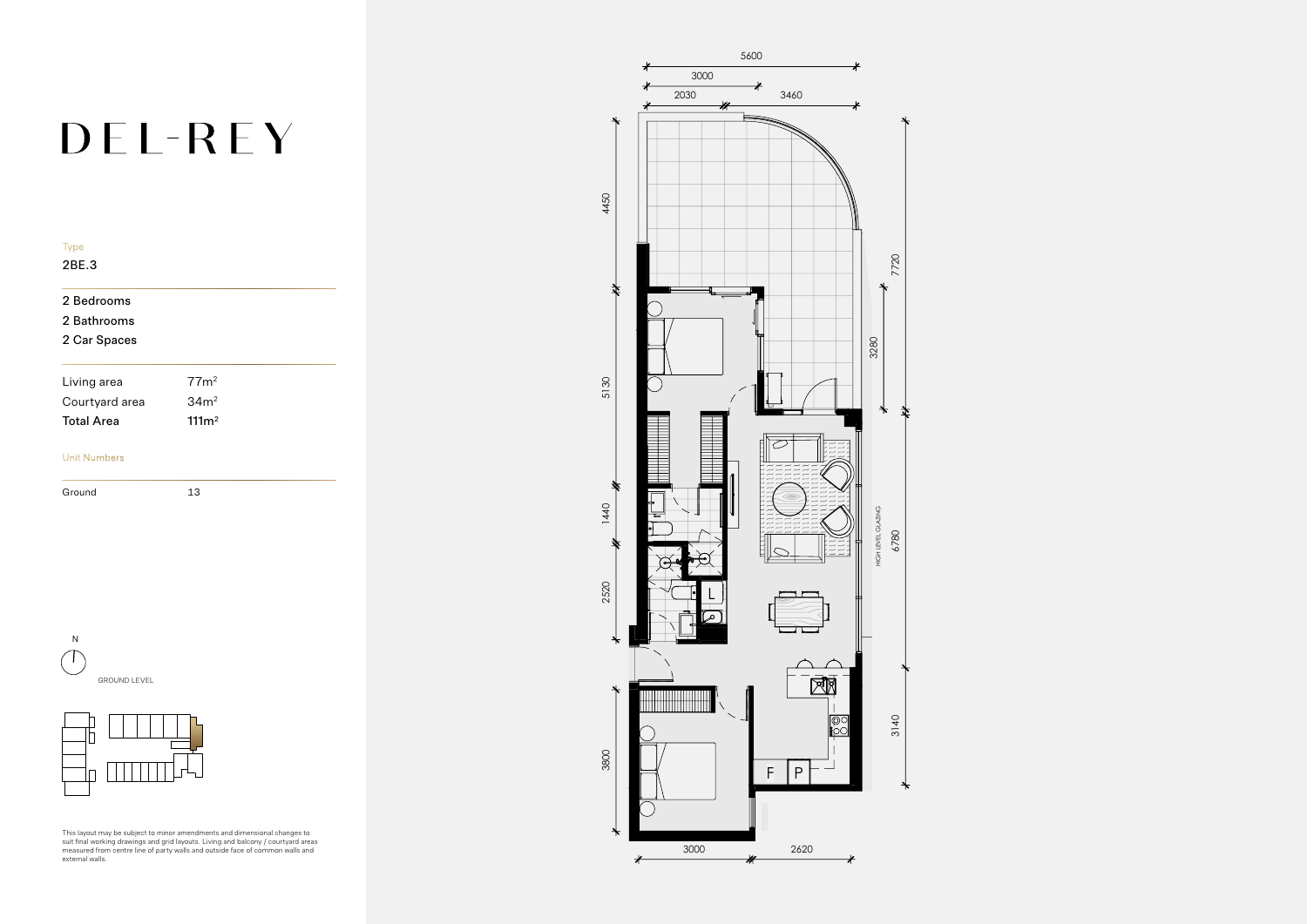# DEL-REY

Type

2BE.3

2 Bedrooms

2 Bathrooms

2 Car Spaces

| Living area | 77m² |
|---|---|
| Courtyard area | 34m² |
| **Total Area** | **111m²** |

Unit Numbers

| Ground | 13 |
|---|---|

N

GROUND LEVEL

This layout may be subject to minor amendments and dimensional changes to suit final working drawings and grid layouts. Living and balcony / courtyard areas measured from centre line of party walls and outside face of common walls and external walls.

5600

3000

2030

3460

4450

5130

1440

2520

3800

7720

3280

HIGH LEVEL GLAZING

6780

3140

L

F

P

3000

2620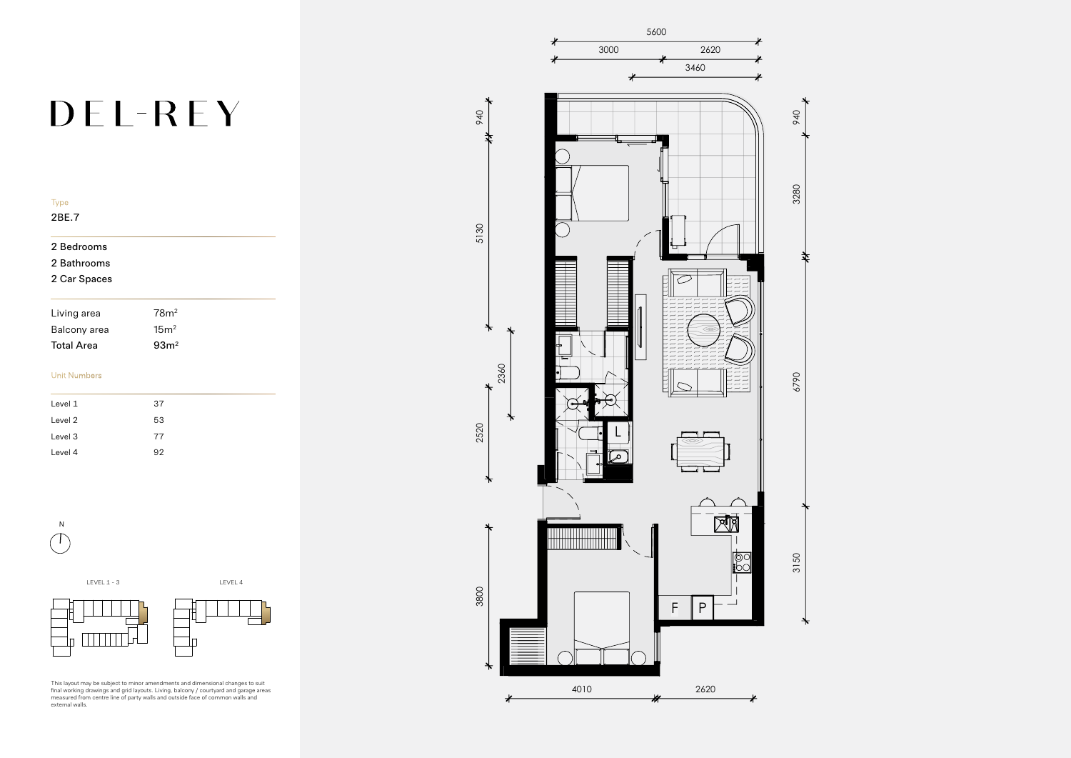# DEL-REY

Type

2BE.7

2 Bedrooms
2 Bathrooms
2 Car Spaces

| Living area | $78m^2$ |
|---|---|
| Balcony area | $15m^2$ |
| **Total Area** | **$93m^2$** |

Unit Numbers

| Level 1 | 37 |
|---|---|
| Level 2 | 53 |
| Level 3 | 77 |
| Level 4 | 92 |

N

LEVEL 1 - 3

LEVEL 4

This layout may be subject to minor amendments and dimensional changes to suit final working drawings and grid layouts. Living, balcony / courtyard and garage areas measured from centre line of party walls and outside face of common walls and external walls.

5600
3000
2620
3460
940
5130
2360
2520
3800
940
3280
6790
3150
4010
2620
L
F
P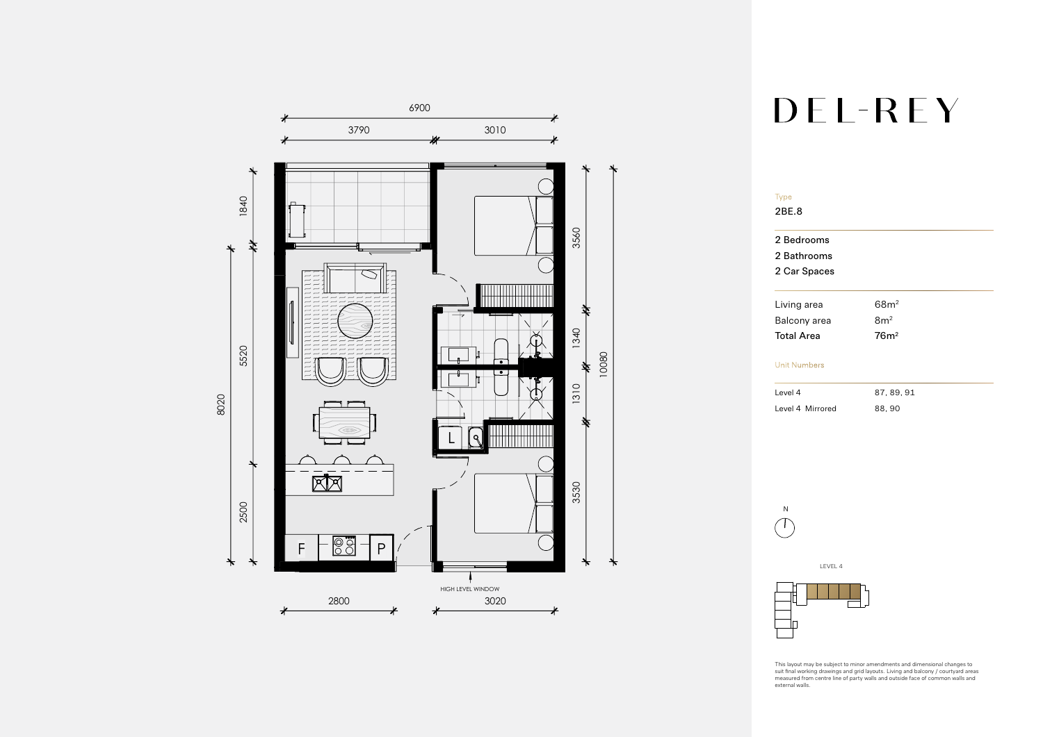# DEL-REY

Type

2BE.8

2 Bedrooms
2 Bathrooms
2 Car Spaces

| | |
|---|---|
| Living area | 68m$^2$ |
| Balcony area | 8m$^2$ |
| **Total Area** | **76m$^2$** |

Unit Numbers

| | |
|---|---|
| Level 4 | 87, 89, 91 |
| Level 4 Mirrored | 88, 90 |

N

LEVEL 4

6900
3790
3010
1840
8020
5520
2500
3560
1340
1310
3530
10080
2800
3020
HIGH LEVEL WINDOW
F
P
L

This layout may be subject to minor amendments and dimensional changes to suit final working drawings and grid layouts. Living and balcony / courtyard areas measured from centre line of party walls and outside face of common walls and external walls.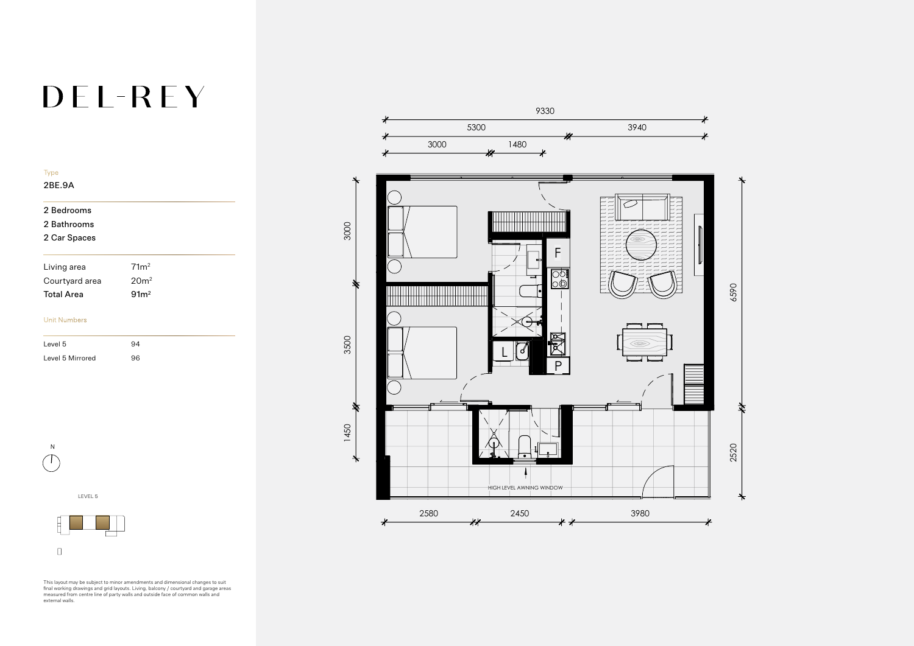# DEL-REY

Type

2BE.9A

2 Bedrooms
2 Bathrooms
2 Car Spaces

| | |
|---|---|
| Living area | 71m² |
| Courtyard area | 20m² |
| **Total Area** | **91m²** |

Unit Numbers

| | |
|---|---|
| Level 5 | 94 |
| Level 5 Mirrored | 96 |

N

LEVEL 5

9330

5300 3940

3000 1480

3000

3500

1450

6590

2520

F

L

P

HIGH LEVEL AWNING WINDOW

2580 2450 3980

This layout may be subject to minor amendments and dimensional changes to suit final working drawings and grid layouts. Living, balcony / courtyard and garage areas measured from centre line of party walls and outside face of common walls and external walls.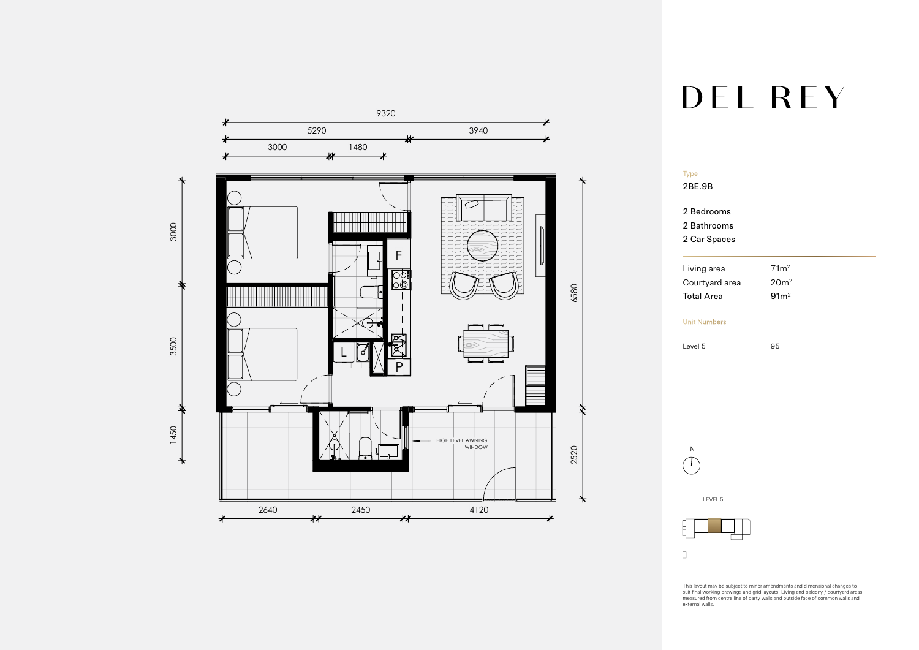# DEL-REY

Type

2BE.9B

2 Bedrooms

2 Bathrooms

2 Car Spaces

| Living area | 71m² |
|---|---|
| Courtyard area | 20m² |
| **Total Area** | **91m²** |

Unit Numbers

| Level 5 | 95 |
|---|---|

N

LEVEL 5

9320

5290 3940

3000 1480

3000

3500

1450

6580

2520

2640 2450 4120

F

P

L

HIGH LEVEL AWNING WINDOW

This layout may be subject to minor amendments and dimensional changes to suit final working drawings and grid layouts. Living and balcony / courtyard areas measured from centre line of party walls and outside face of common walls and external walls.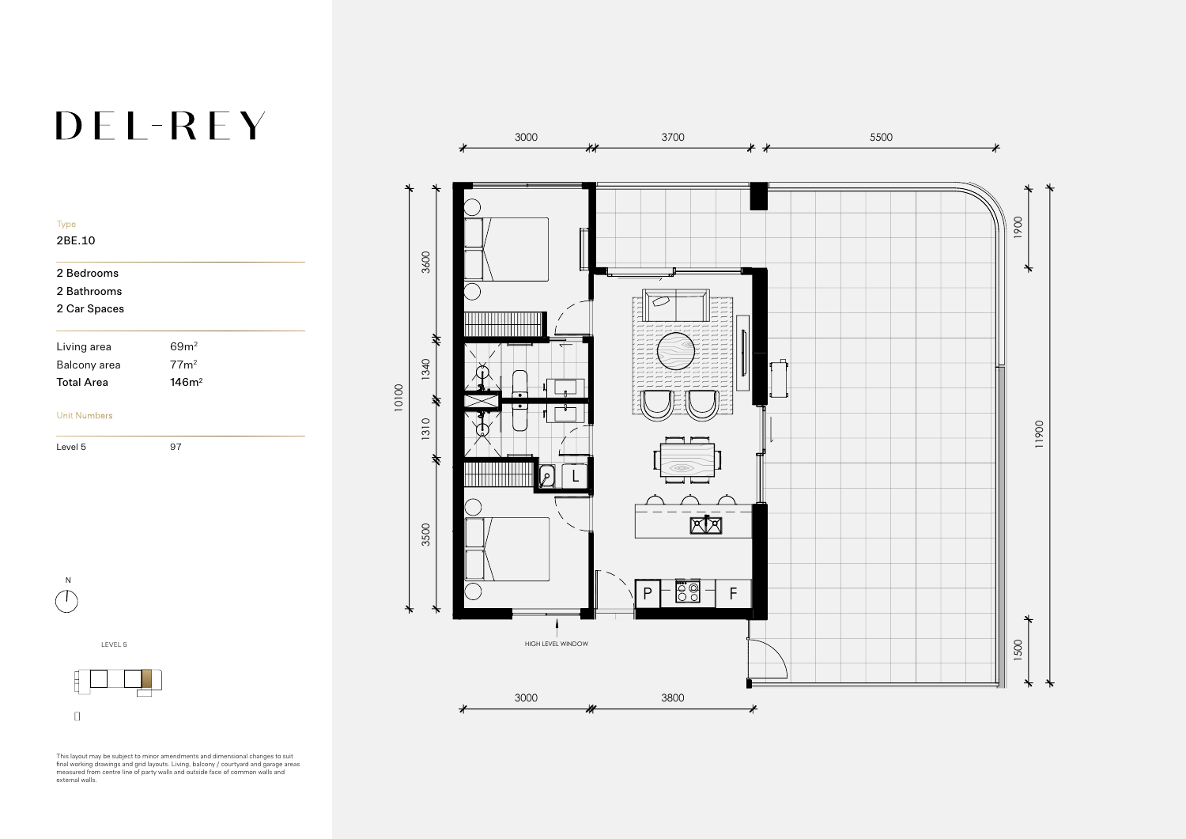# DEL-REY

Type

2BE.10

2 Bedrooms
2 Bathrooms
2 Car Spaces

| | |
|---|---|
| Living area | $69m^2$ |
| Balcony area | $77m^2$ |
| **Total Area** | **$146m^2$** |

Unit Numbers

| | |
|---|---|
| Level 5 | 97 |

N

LEVEL 5

3000
3700
5500
3600
1340
1310
3500
10100
1900
11900
1500
3000
3800
L
P
F
HIGH LEVEL WINDOW

This layout may be subject to minor amendments and dimensional changes to suit final working drawings and grid layouts. Living, balcony / courtyard and garage areas measured from centre line of party walls and outside face of common walls and external walls.